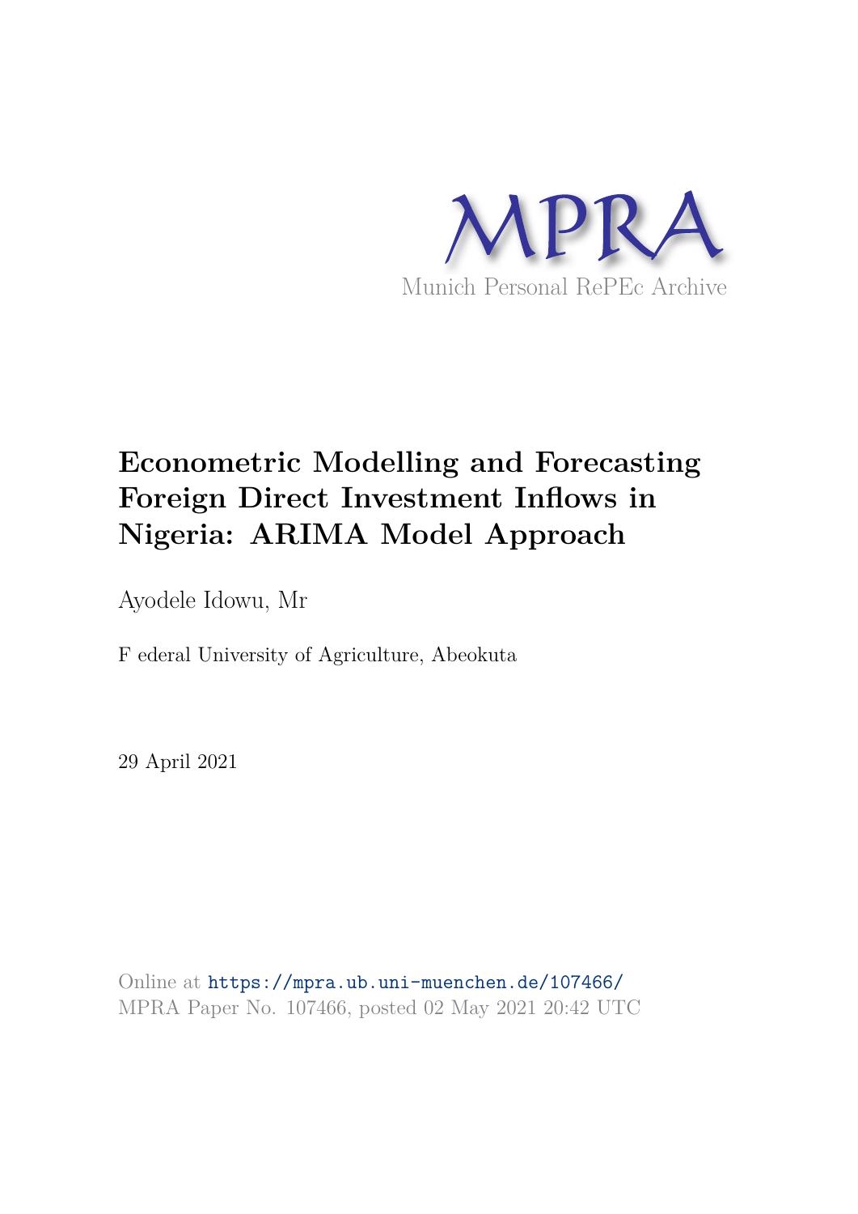MPRA

Munich Personal RePEc Archive

# Econometric Modelling and Forecasting Foreign Direct Investment Inflows in Nigeria: ARIMA Model Approach

Ayodele Idowu, Mr

F ederal University of Agriculture, Abeokuta

29 April 2021

Online at https://mpra.ub.uni-muenchen.de/107466/
MPRA Paper No. 107466, posted 02 May 2021 20:42 UTC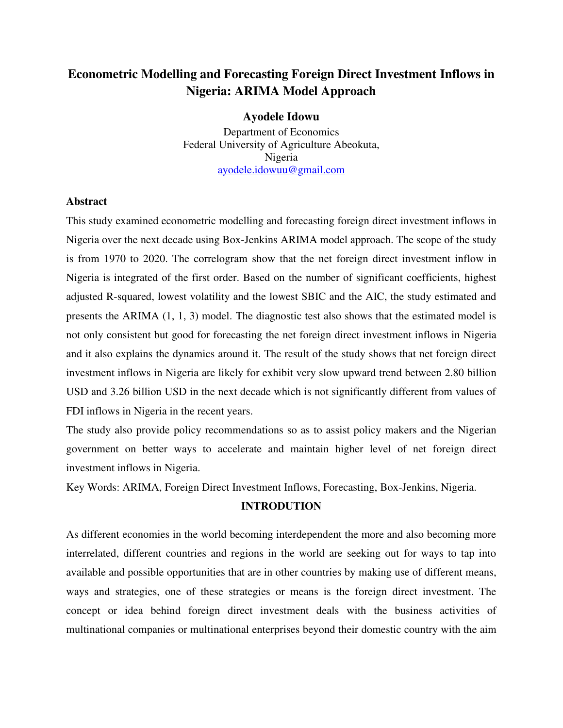# Econometric Modelling and Forecasting Foreign Direct Investment Inflows in Nigeria: ARIMA Model Approach

**Ayodele Idowu**

Department of Economics
Federal University of Agriculture Abeokuta,
Nigeria
ayodele.idowuu@gmail.com

**Abstract**

This study examined econometric modelling and forecasting foreign direct investment inflows in Nigeria over the next decade using Box-Jenkins ARIMA model approach. The scope of the study is from 1970 to 2020. The correlogram show that the net foreign direct investment inflow in Nigeria is integrated of the first order. Based on the number of significant coefficients, highest adjusted R-squared, lowest volatility and the lowest SBIC and the AIC, the study estimated and presents the ARIMA (1, 1, 3) model. The diagnostic test also shows that the estimated model is not only consistent but good for forecasting the net foreign direct investment inflows in Nigeria and it also explains the dynamics around it. The result of the study shows that net foreign direct investment inflows in Nigeria are likely for exhibit very slow upward trend between 2.80 billion USD and 3.26 billion USD in the next decade which is not significantly different from values of FDI inflows in Nigeria in the recent years.

The study also provide policy recommendations so as to assist policy makers and the Nigerian government on better ways to accelerate and maintain higher level of net foreign direct investment inflows in Nigeria.

Key Words: ARIMA, Foreign Direct Investment Inflows, Forecasting, Box-Jenkins, Nigeria.

## INTRODUTION

As different economies in the world becoming interdependent the more and also becoming more interrelated, different countries and regions in the world are seeking out for ways to tap into available and possible opportunities that are in other countries by making use of different means, ways and strategies, one of these strategies or means is the foreign direct investment. The concept or idea behind foreign direct investment deals with the business activities of multinational companies or multinational enterprises beyond their domestic country with the aim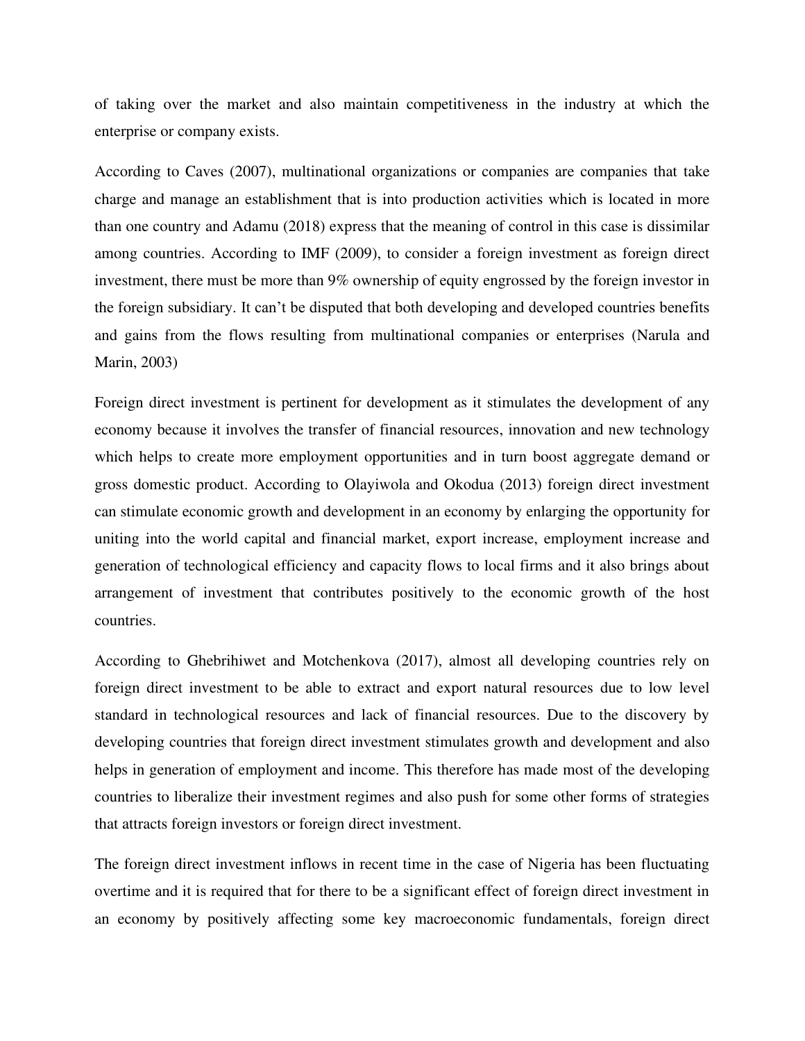of taking over the market and also maintain competitiveness in the industry at which the enterprise or company exists.

According to Caves (2007), multinational organizations or companies are companies that take charge and manage an establishment that is into production activities which is located in more than one country and Adamu (2018) express that the meaning of control in this case is dissimilar among countries. According to IMF (2009), to consider a foreign investment as foreign direct investment, there must be more than 9% ownership of equity engrossed by the foreign investor in the foreign subsidiary. It can't be disputed that both developing and developed countries benefits and gains from the flows resulting from multinational companies or enterprises (Narula and Marin, 2003)

Foreign direct investment is pertinent for development as it stimulates the development of any economy because it involves the transfer of financial resources, innovation and new technology which helps to create more employment opportunities and in turn boost aggregate demand or gross domestic product. According to Olayiwola and Okodua (2013) foreign direct investment can stimulate economic growth and development in an economy by enlarging the opportunity for uniting into the world capital and financial market, export increase, employment increase and generation of technological efficiency and capacity flows to local firms and it also brings about arrangement of investment that contributes positively to the economic growth of the host countries.

According to Ghebrihiwet and Motchenkova (2017), almost all developing countries rely on foreign direct investment to be able to extract and export natural resources due to low level standard in technological resources and lack of financial resources. Due to the discovery by developing countries that foreign direct investment stimulates growth and development and also helps in generation of employment and income. This therefore has made most of the developing countries to liberalize their investment regimes and also push for some other forms of strategies that attracts foreign investors or foreign direct investment.

The foreign direct investment inflows in recent time in the case of Nigeria has been fluctuating overtime and it is required that for there to be a significant effect of foreign direct investment in an economy by positively affecting some key macroeconomic fundamentals, foreign direct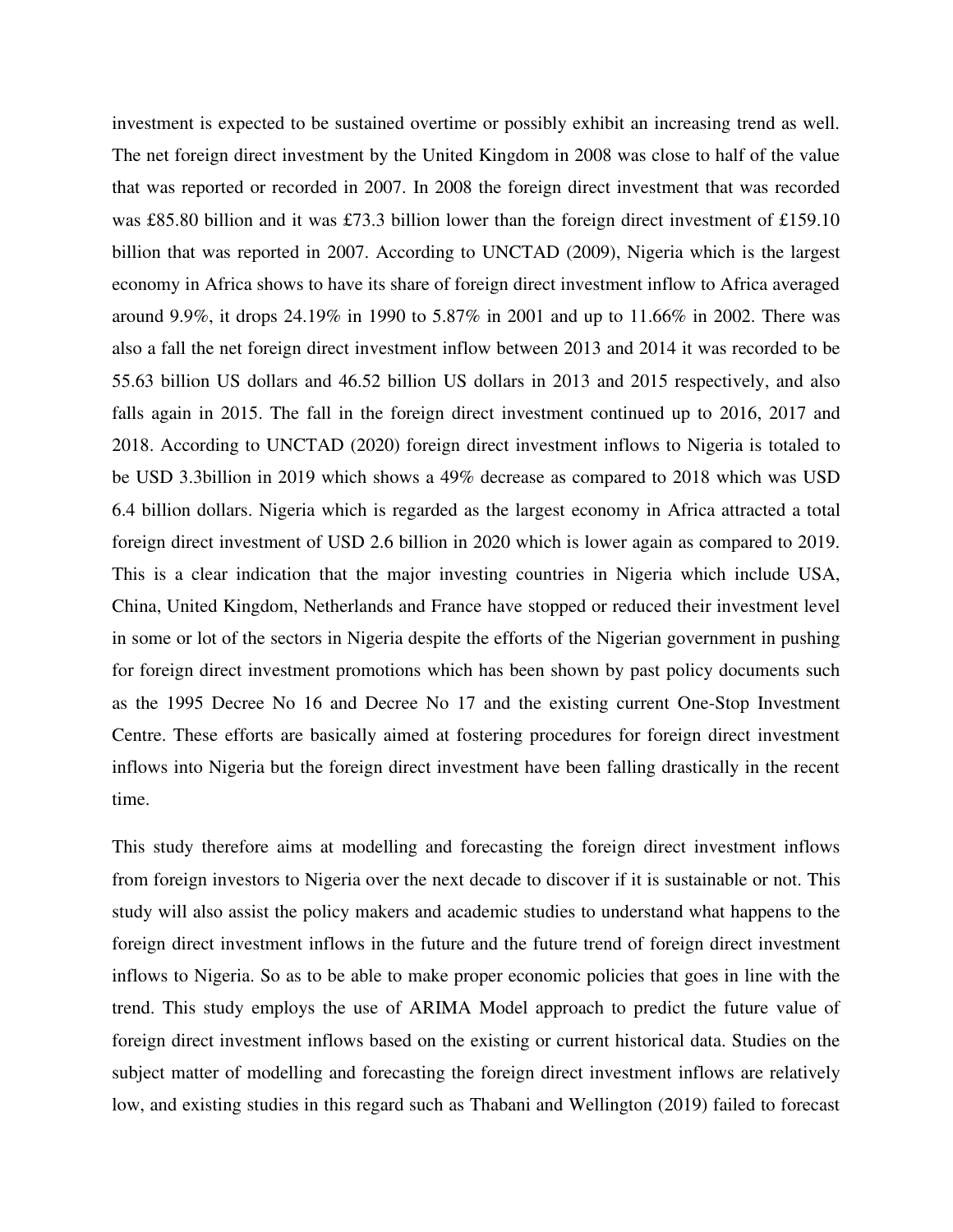investment is expected to be sustained overtime or possibly exhibit an increasing trend as well. The net foreign direct investment by the United Kingdom in 2008 was close to half of the value that was reported or recorded in 2007. In 2008 the foreign direct investment that was recorded was £85.80 billion and it was £73.3 billion lower than the foreign direct investment of £159.10 billion that was reported in 2007. According to UNCTAD (2009), Nigeria which is the largest economy in Africa shows to have its share of foreign direct investment inflow to Africa averaged around 9.9%, it drops 24.19% in 1990 to 5.87% in 2001 and up to 11.66% in 2002. There was also a fall the net foreign direct investment inflow between 2013 and 2014 it was recorded to be 55.63 billion US dollars and 46.52 billion US dollars in 2013 and 2015 respectively, and also falls again in 2015. The fall in the foreign direct investment continued up to 2016, 2017 and 2018. According to UNCTAD (2020) foreign direct investment inflows to Nigeria is totaled to be USD 3.3billion in 2019 which shows a 49% decrease as compared to 2018 which was USD 6.4 billion dollars. Nigeria which is regarded as the largest economy in Africa attracted a total foreign direct investment of USD 2.6 billion in 2020 which is lower again as compared to 2019. This is a clear indication that the major investing countries in Nigeria which include USA, China, United Kingdom, Netherlands and France have stopped or reduced their investment level in some or lot of the sectors in Nigeria despite the efforts of the Nigerian government in pushing for foreign direct investment promotions which has been shown by past policy documents such as the 1995 Decree No 16 and Decree No 17 and the existing current One-Stop Investment Centre. These efforts are basically aimed at fostering procedures for foreign direct investment inflows into Nigeria but the foreign direct investment have been falling drastically in the recent time.

This study therefore aims at modelling and forecasting the foreign direct investment inflows from foreign investors to Nigeria over the next decade to discover if it is sustainable or not. This study will also assist the policy makers and academic studies to understand what happens to the foreign direct investment inflows in the future and the future trend of foreign direct investment inflows to Nigeria. So as to be able to make proper economic policies that goes in line with the trend. This study employs the use of ARIMA Model approach to predict the future value of foreign direct investment inflows based on the existing or current historical data. Studies on the subject matter of modelling and forecasting the foreign direct investment inflows are relatively low, and existing studies in this regard such as Thabani and Wellington (2019) failed to forecast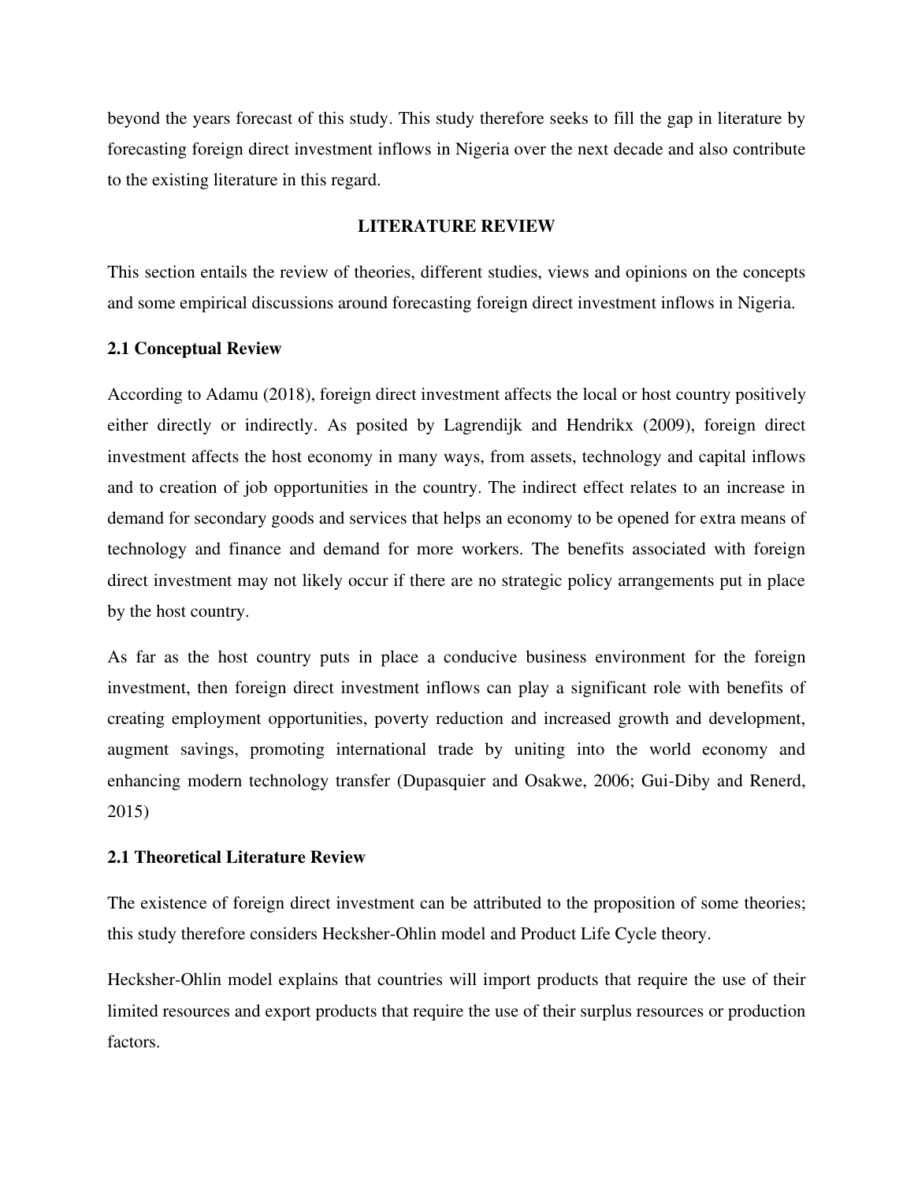beyond the years forecast of this study. This study therefore seeks to fill the gap in literature by forecasting foreign direct investment inflows in Nigeria over the next decade and also contribute to the existing literature in this regard.

## LITERATURE REVIEW

This section entails the review of theories, different studies, views and opinions on the concepts and some empirical discussions around forecasting foreign direct investment inflows in Nigeria.

### 2.1 Conceptual Review

According to Adamu (2018), foreign direct investment affects the local or host country positively either directly or indirectly. As posited by Lagrendijk and Hendrikx (2009), foreign direct investment affects the host economy in many ways, from assets, technology and capital inflows and to creation of job opportunities in the country. The indirect effect relates to an increase in demand for secondary goods and services that helps an economy to be opened for extra means of technology and finance and demand for more workers. The benefits associated with foreign direct investment may not likely occur if there are no strategic policy arrangements put in place by the host country.

As far as the host country puts in place a conducive business environment for the foreign investment, then foreign direct investment inflows can play a significant role with benefits of creating employment opportunities, poverty reduction and increased growth and development, augment savings, promoting international trade by uniting into the world economy and enhancing modern technology transfer (Dupasquier and Osakwe, 2006; Gui-Diby and Renerd, 2015)

### 2.1 Theoretical Literature Review

The existence of foreign direct investment can be attributed to the proposition of some theories; this study therefore considers Hecksher-Ohlin model and Product Life Cycle theory.

Hecksher-Ohlin model explains that countries will import products that require the use of their limited resources and export products that require the use of their surplus resources or production factors.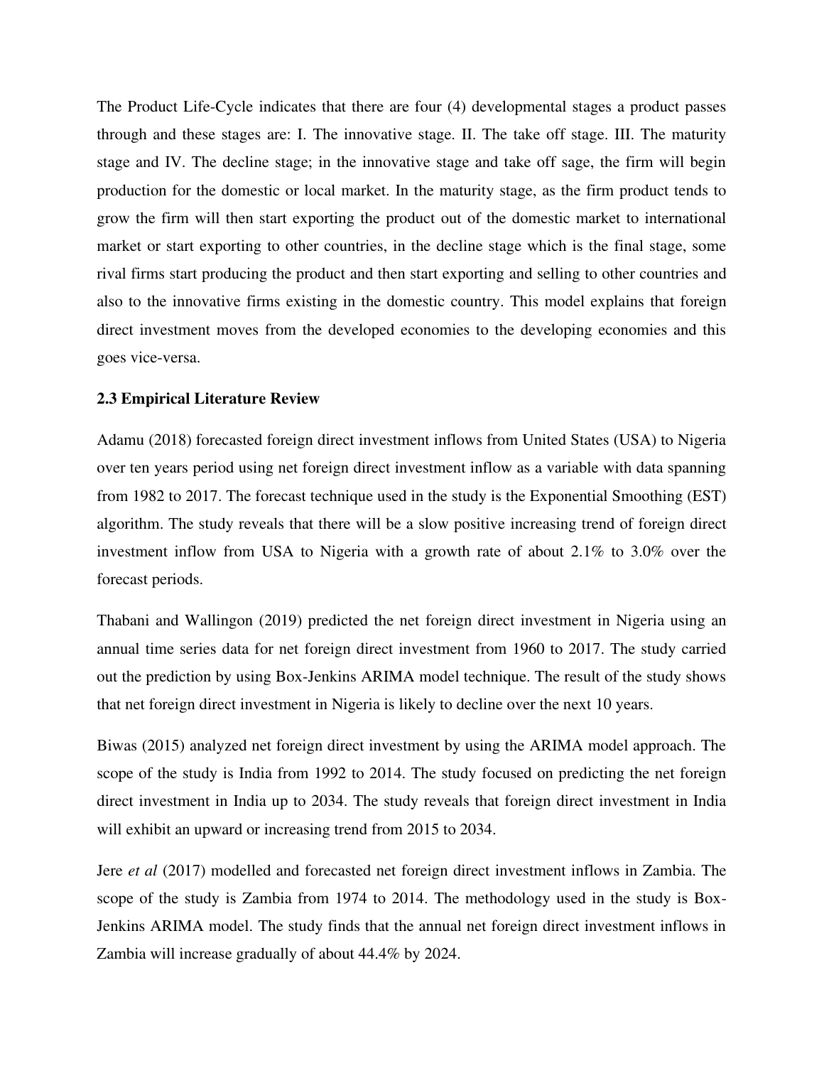The Product Life-Cycle indicates that there are four (4) developmental stages a product passes through and these stages are: I. The innovative stage. II. The take off stage. III. The maturity stage and IV. The decline stage; in the innovative stage and take off sage, the firm will begin production for the domestic or local market. In the maturity stage, as the firm product tends to grow the firm will then start exporting the product out of the domestic market to international market or start exporting to other countries, in the decline stage which is the final stage, some rival firms start producing the product and then start exporting and selling to other countries and also to the innovative firms existing in the domestic country. This model explains that foreign direct investment moves from the developed economies to the developing economies and this goes vice-versa.

### 2.3 Empirical Literature Review

Adamu (2018) forecasted foreign direct investment inflows from United States (USA) to Nigeria over ten years period using net foreign direct investment inflow as a variable with data spanning from 1982 to 2017. The forecast technique used in the study is the Exponential Smoothing (EST) algorithm. The study reveals that there will be a slow positive increasing trend of foreign direct investment inflow from USA to Nigeria with a growth rate of about 2.1% to 3.0% over the forecast periods.

Thabani and Wallingon (2019) predicted the net foreign direct investment in Nigeria using an annual time series data for net foreign direct investment from 1960 to 2017. The study carried out the prediction by using Box-Jenkins ARIMA model technique. The result of the study shows that net foreign direct investment in Nigeria is likely to decline over the next 10 years.

Biwas (2015) analyzed net foreign direct investment by using the ARIMA model approach. The scope of the study is India from 1992 to 2014. The study focused on predicting the net foreign direct investment in India up to 2034. The study reveals that foreign direct investment in India will exhibit an upward or increasing trend from 2015 to 2034.

Jere *et al* (2017) modelled and forecasted net foreign direct investment inflows in Zambia. The scope of the study is Zambia from 1974 to 2014. The methodology used in the study is Box-Jenkins ARIMA model. The study finds that the annual net foreign direct investment inflows in Zambia will increase gradually of about 44.4% by 2024.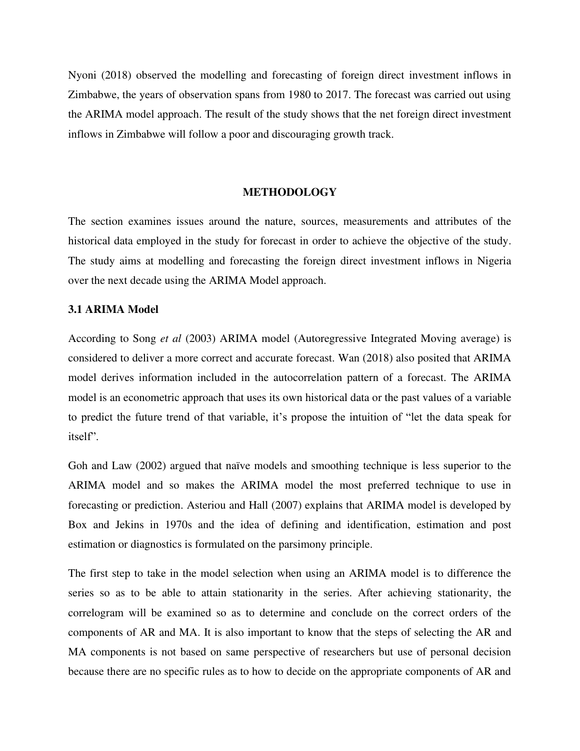Nyoni (2018) observed the modelling and forecasting of foreign direct investment inflows in Zimbabwe, the years of observation spans from 1980 to 2017. The forecast was carried out using the ARIMA model approach. The result of the study shows that the net foreign direct investment inflows in Zimbabwe will follow a poor and discouraging growth track.

## METHODOLOGY

The section examines issues around the nature, sources, measurements and attributes of the historical data employed in the study for forecast in order to achieve the objective of the study. The study aims at modelling and forecasting the foreign direct investment inflows in Nigeria over the next decade using the ARIMA Model approach.

### 3.1 ARIMA Model

According to Song *et al* (2003) ARIMA model (Autoregressive Integrated Moving average) is considered to deliver a more correct and accurate forecast. Wan (2018) also posited that ARIMA model derives information included in the autocorrelation pattern of a forecast. The ARIMA model is an econometric approach that uses its own historical data or the past values of a variable to predict the future trend of that variable, it's propose the intuition of "let the data speak for itself".

Goh and Law (2002) argued that naïve models and smoothing technique is less superior to the ARIMA model and so makes the ARIMA model the most preferred technique to use in forecasting or prediction. Asteriou and Hall (2007) explains that ARIMA model is developed by Box and Jekins in 1970s and the idea of defining and identification, estimation and post estimation or diagnostics is formulated on the parsimony principle.

The first step to take in the model selection when using an ARIMA model is to difference the series so as to be able to attain stationarity in the series. After achieving stationarity, the correlogram will be examined so as to determine and conclude on the correct orders of the components of AR and MA. It is also important to know that the steps of selecting the AR and MA components is not based on same perspective of researchers but use of personal decision because there are no specific rules as to how to decide on the appropriate components of AR and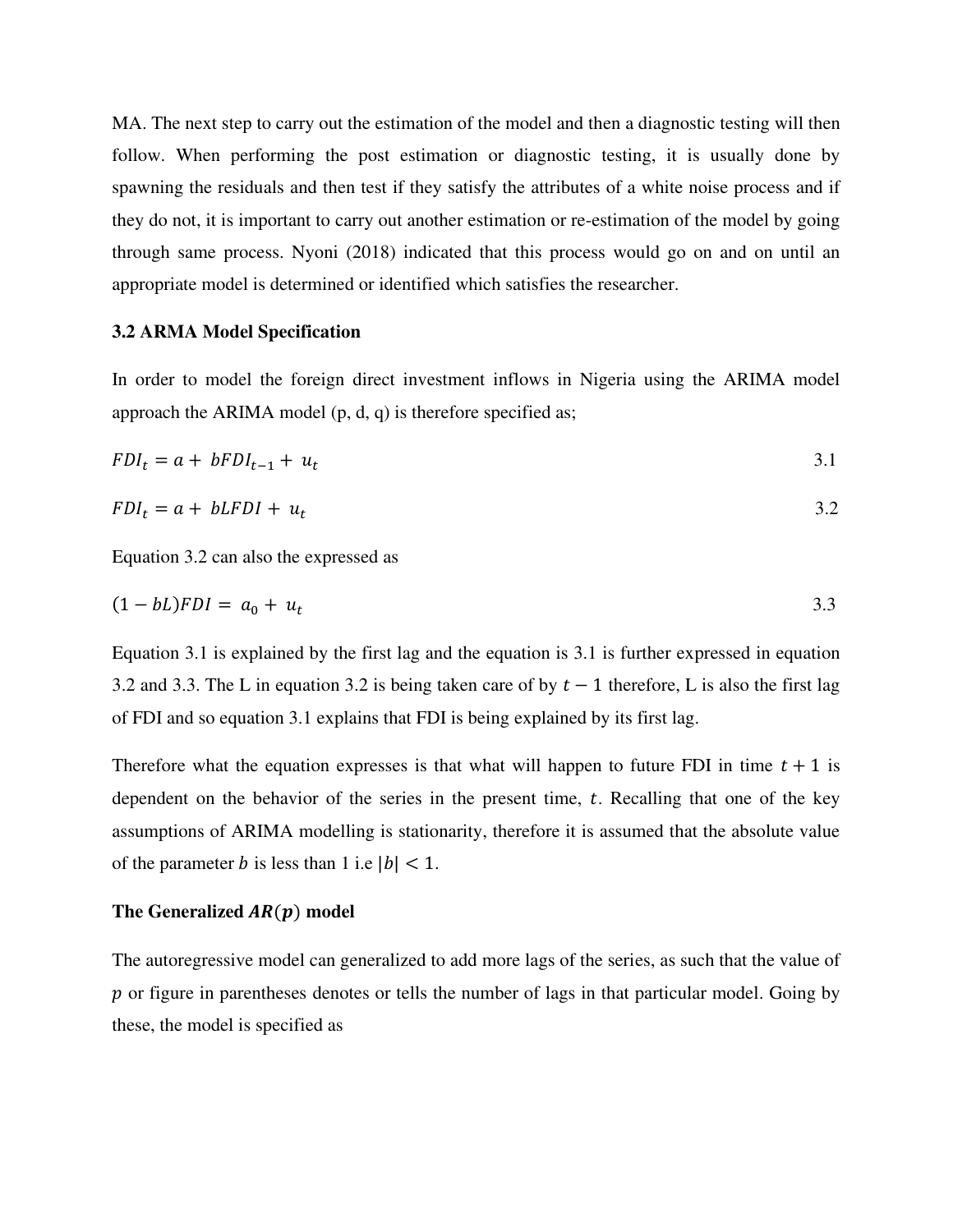MA. The next step to carry out the estimation of the model and then a diagnostic testing will then follow. When performing the post estimation or diagnostic testing, it is usually done by spawning the residuals and then test if they satisfy the attributes of a white noise process and if they do not, it is important to carry out another estimation or re-estimation of the model by going through same process. Nyoni (2018) indicated that this process would go on and on until an appropriate model is determined or identified which satisfies the researcher.

### 3.2 ARMA Model Specification

In order to model the foreign direct investment inflows in Nigeria using the ARIMA model approach the ARIMA model (p, d, q) is therefore specified as;

$$FDI_t = a + bFDI_{t-1} + u_t \tag{3.1}$$

$$FDI_t = a + bLFDI + u_t \tag{3.2}$$

Equation 3.2 can also the expressed as

$$(1 - bL)FDI = a_0 + u_t \tag{3.3}$$

Equation 3.1 is explained by the first lag and the equation is 3.1 is further expressed in equation 3.2 and 3.3. The L in equation 3.2 is being taken care of by $t - 1$ therefore, L is also the first lag of FDI and so equation 3.1 explains that FDI is being explained by its first lag.

Therefore what the equation expresses is that what will happen to future FDI in time $t + 1$ is dependent on the behavior of the series in the present time, $t$. Recalling that one of the key assumptions of ARIMA modelling is stationarity, therefore it is assumed that the absolute value of the parameter $b$ is less than 1 i.e $|b| < 1$.

**The Generalized $AR(p)$ model**

The autoregressive model can generalized to add more lags of the series, as such that the value of $p$ or figure in parentheses denotes or tells the number of lags in that particular model. Going by these, the model is specified as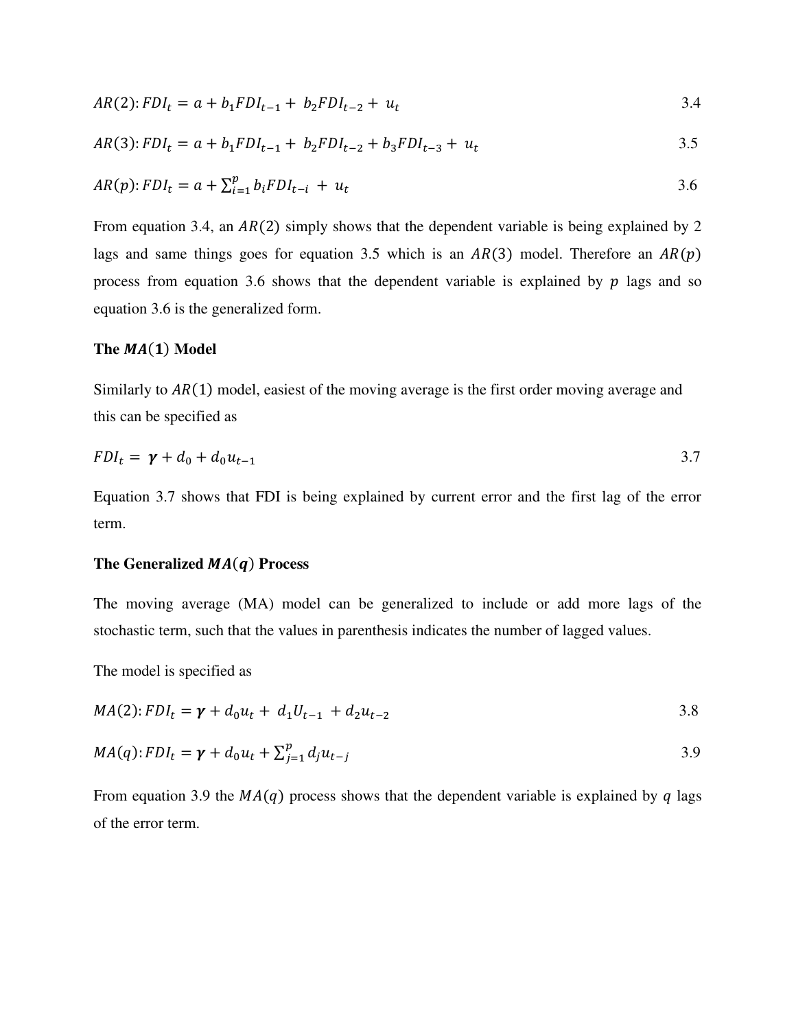$$AR(2): FDI_t = a + b_1 FDI_{t-1} + \ b_2 FDI_{t-2} + \ u_t \tag{3.4}$$

$$AR(3): FDI_t = a + b_1 FDI_{t-1} + \ b_2 FDI_{t-2} + b_3 FDI_{t-3} + \ u_t \tag{3.5}$$

$$AR(p): FDI_t = a + \sum_{i=1}^{p} b_i FDI_{t-i} \ + \ u_t \tag{3.6}$$

From equation 3.4, an $AR(2)$ simply shows that the dependent variable is being explained by 2 lags and same things goes for equation 3.5 which is an $AR(3)$ model. Therefore an $AR(p)$ process from equation 3.6 shows that the dependent variable is explained by $p$ lags and so equation 3.6 is the generalized form.

### The $MA(1)$ Model

Similarly to $AR(1)$ model, easiest of the moving average is the first order moving average and this can be specified as

$$FDI_t = \ \boldsymbol{\gamma} + d_0 + d_0 u_{t-1} \tag{3.7}$$

Equation 3.7 shows that FDI is being explained by current error and the first lag of the error term.

### The Generalized $MA(q)$ Process

The moving average (MA) model can be generalized to include or add more lags of the stochastic term, such that the values in parenthesis indicates the number of lagged values.

The model is specified as

$$MA(2): FDI_t = \boldsymbol{\gamma} + d_0 u_t + \ d_1 U_{t-1} \ + d_2 u_{t-2} \tag{3.8}$$

$$MA(q): FDI_t = \boldsymbol{\gamma} + d_0 u_t + \sum_{j=1}^{p} d_j u_{t-j} \tag{3.9}$$

From equation 3.9 the $MA(q)$ process shows that the dependent variable is explained by $q$ lags of the error term.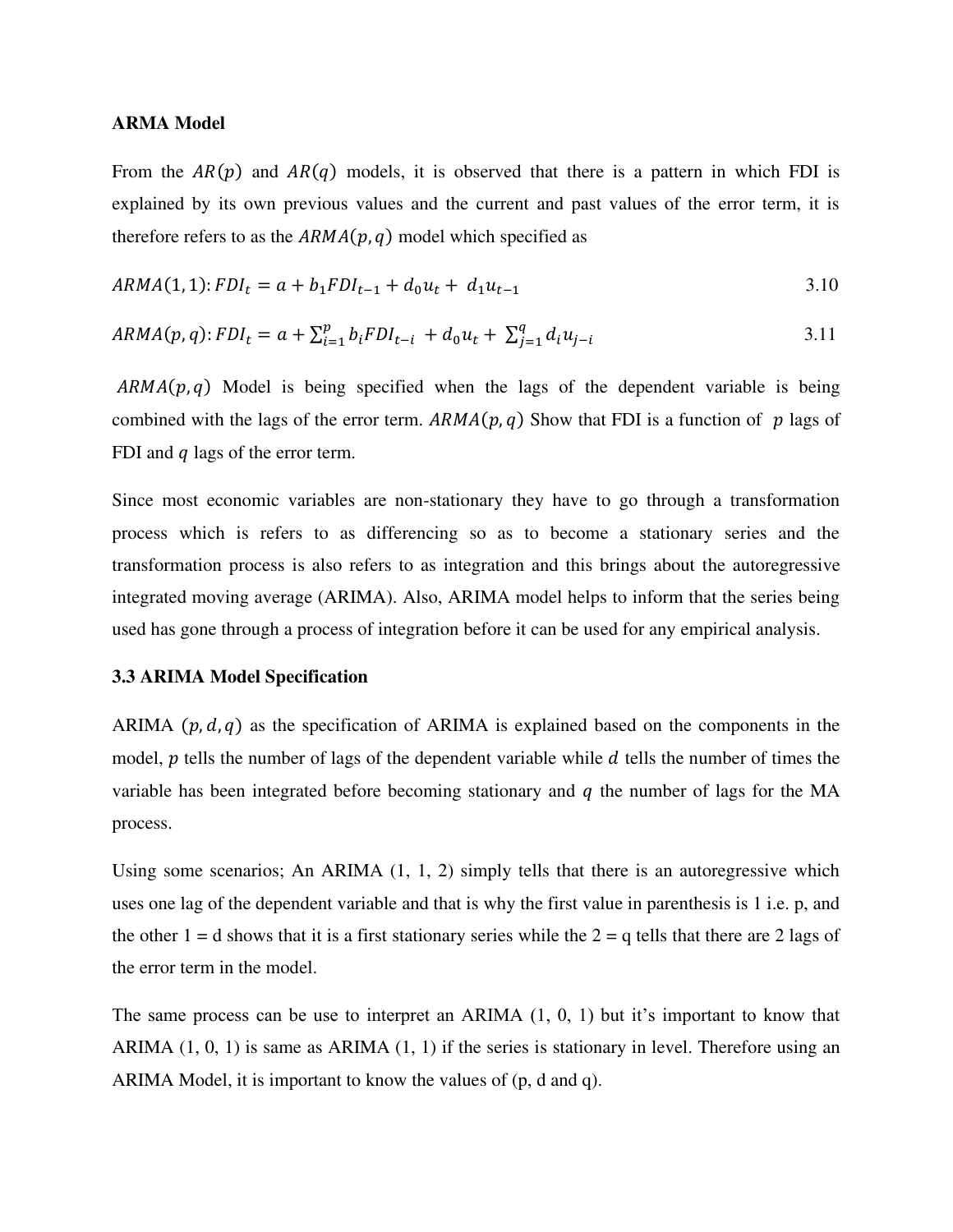**ARMA Model**

From the $AR(p)$ and $AR(q)$ models, it is observed that there is a pattern in which FDI is explained by its own previous values and the current and past values of the error term, it is therefore refers to as the $ARMA(p,q)$ model which specified as

$$ARMA(1,1): FDI_t = a + b_1 FDI_{t-1} + d_0 u_t + \ d_1 u_{t-1} \tag{3.10}$$

$$ARMA(p,q): FDI_t = a + \sum_{i=1}^{p} b_i FDI_{t-i} \ + d_0 u_t + \ \sum_{j=1}^{q} d_i u_{j-i} \tag{3.11}$$

$ARMA(p,q)$ Model is being specified when the lags of the dependent variable is being combined with the lags of the error term. $ARMA(p,q)$ Show that FDI is a function of $p$ lags of FDI and $q$ lags of the error term.

Since most economic variables are non-stationary they have to go through a transformation process which is refers to as differencing so as to become a stationary series and the transformation process is also refers to as integration and this brings about the autoregressive integrated moving average (ARIMA). Also, ARIMA model helps to inform that the series being used has gone through a process of integration before it can be used for any empirical analysis.

**3.3 ARIMA Model Specification**

ARIMA $(p, d, q)$ as the specification of ARIMA is explained based on the components in the model, $p$ tells the number of lags of the dependent variable while $d$ tells the number of times the variable has been integrated before becoming stationary and $q$ the number of lags for the MA process.

Using some scenarios; An ARIMA (1, 1, 2) simply tells that there is an autoregressive which uses one lag of the dependent variable and that is why the first value in parenthesis is 1 i.e. p, and the other 1 = d shows that it is a first stationary series while the 2 = q tells that there are 2 lags of the error term in the model.

The same process can be use to interpret an ARIMA (1, 0, 1) but it's important to know that ARIMA (1, 0, 1) is same as ARIMA (1, 1) if the series is stationary in level. Therefore using an ARIMA Model, it is important to know the values of (p, d and q).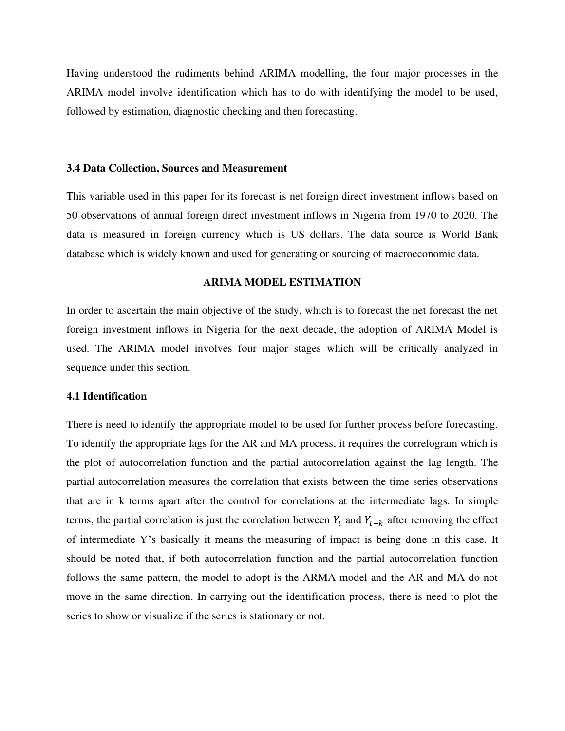Having understood the rudiments behind ARIMA modelling, the four major processes in the ARIMA model involve identification which has to do with identifying the model to be used, followed by estimation, diagnostic checking and then forecasting.

### 3.4 Data Collection, Sources and Measurement

This variable used in this paper for its forecast is net foreign direct investment inflows based on 50 observations of annual foreign direct investment inflows in Nigeria from 1970 to 2020. The data is measured in foreign currency which is US dollars. The data source is World Bank database which is widely known and used for generating or sourcing of macroeconomic data.

## ARIMA MODEL ESTIMATION

In order to ascertain the main objective of the study, which is to forecast the net forecast the net foreign investment inflows in Nigeria for the next decade, the adoption of ARIMA Model is used. The ARIMA model involves four major stages which will be critically analyzed in sequence under this section.

### 4.1 Identification

There is need to identify the appropriate model to be used for further process before forecasting. To identify the appropriate lags for the AR and MA process, it requires the correlogram which is the plot of autocorrelation function and the partial autocorrelation against the lag length. The partial autocorrelation measures the correlation that exists between the time series observations that are in k terms apart after the control for correlations at the intermediate lags. In simple terms, the partial correlation is just the correlation between $Y_t$ and $Y_{t-k}$ after removing the effect of intermediate Y's basically it means the measuring of impact is being done in this case. It should be noted that, if both autocorrelation function and the partial autocorrelation function follows the same pattern, the model to adopt is the ARMA model and the AR and MA do not move in the same direction. In carrying out the identification process, there is need to plot the series to show or visualize if the series is stationary or not.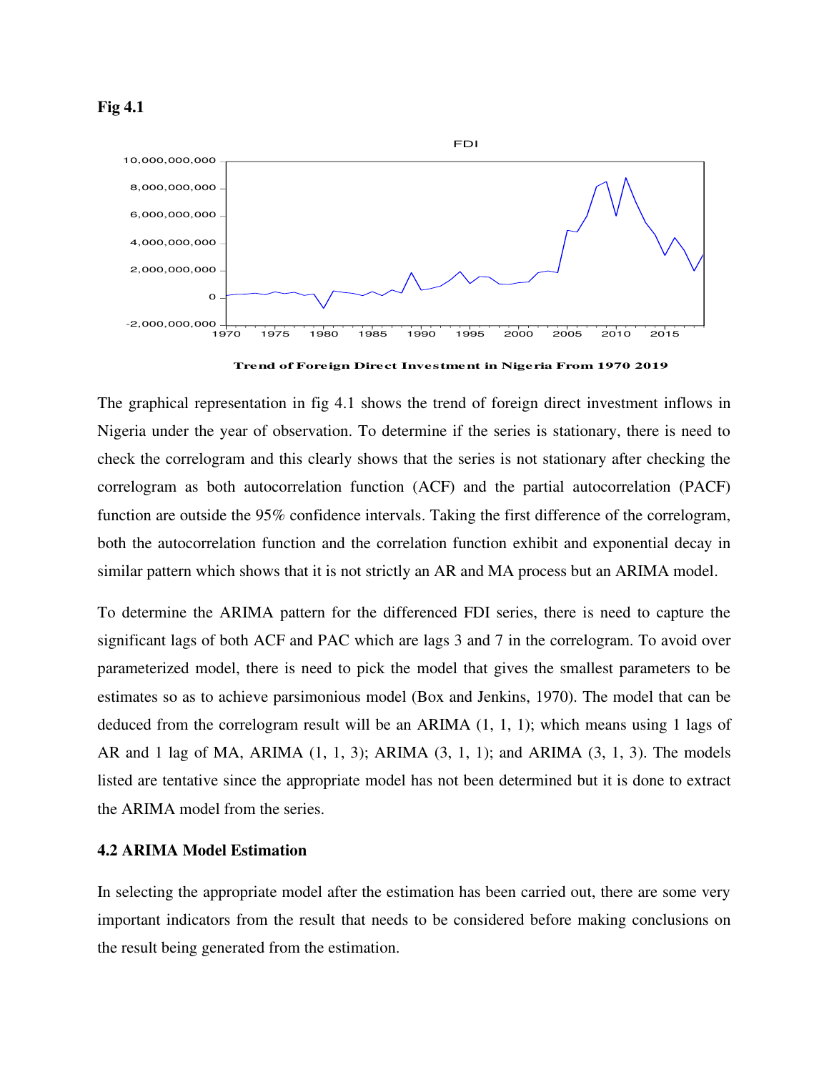**Fig 4.1**

Trend of Foreign Direct Investment in Nigeria From 1970 2019

The graphical representation in fig 4.1 shows the trend of foreign direct investment inflows in Nigeria under the year of observation. To determine if the series is stationary, there is need to check the correlogram and this clearly shows that the series is not stationary after checking the correlogram as both autocorrelation function (ACF) and the partial autocorrelation (PACF) function are outside the 95% confidence intervals. Taking the first difference of the correlogram, both the autocorrelation function and the correlation function exhibit and exponential decay in similar pattern which shows that it is not strictly an AR and MA process but an ARIMA model.

To determine the ARIMA pattern for the differenced FDI series, there is need to capture the significant lags of both ACF and PAC which are lags 3 and 7 in the correlogram. To avoid over parameterized model, there is need to pick the model that gives the smallest parameters to be estimates so as to achieve parsimonious model (Box and Jenkins, 1970). The model that can be deduced from the correlogram result will be an ARIMA (1, 1, 1); which means using 1 lags of AR and 1 lag of MA, ARIMA (1, 1, 3); ARIMA (3, 1, 1); and ARIMA (3, 1, 3). The models listed are tentative since the appropriate model has not been determined but it is done to extract the ARIMA model from the series.

### 4.2 ARIMA Model Estimation

In selecting the appropriate model after the estimation has been carried out, there are some very important indicators from the result that needs to be considered before making conclusions on the result being generated from the estimation.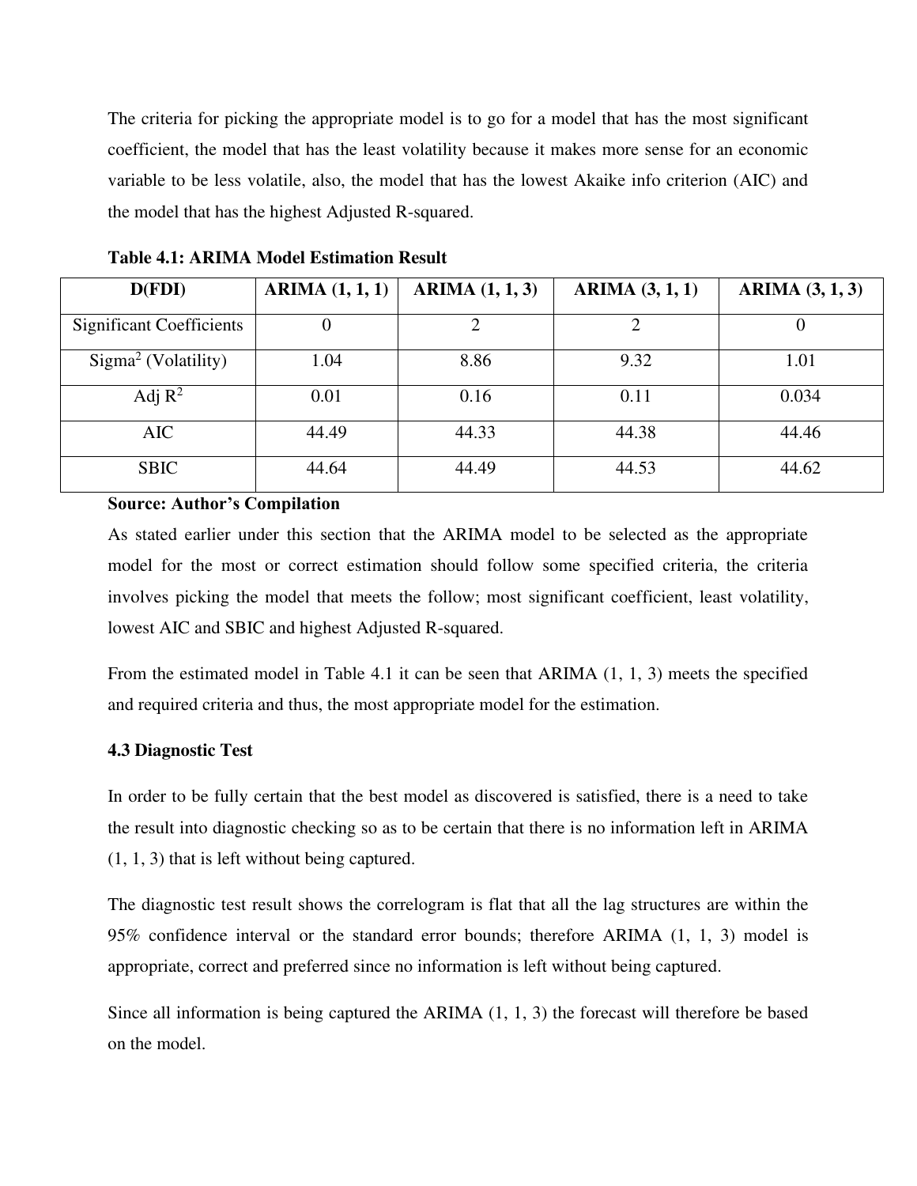The criteria for picking the appropriate model is to go for a model that has the most significant coefficient, the model that has the least volatility because it makes more sense for an economic variable to be less volatile, also, the model that has the lowest Akaike info criterion (AIC) and the model that has the highest Adjusted R-squared.

**Table 4.1: ARIMA Model Estimation Result**

| D(FDI) | ARIMA (1, 1, 1) | ARIMA (1, 1, 3) | ARIMA (3, 1, 1) | ARIMA (3, 1, 3) |
|---|---|---|---|---|
| Significant Coefficients | 0 | 2 | 2 | 0 |
| Sigma$^2$ (Volatility) | 1.04 | 8.86 | 9.32 | 1.01 |
| Adj $R^2$ | 0.01 | 0.16 | 0.11 | 0.034 |
| AIC | 44.49 | 44.33 | 44.38 | 44.46 |
| SBIC | 44.64 | 44.49 | 44.53 | 44.62 |

**Source: Author's Compilation**

As stated earlier under this section that the ARIMA model to be selected as the appropriate model for the most or correct estimation should follow some specified criteria, the criteria involves picking the model that meets the follow; most significant coefficient, least volatility, lowest AIC and SBIC and highest Adjusted R-squared.

From the estimated model in Table 4.1 it can be seen that ARIMA (1, 1, 3) meets the specified and required criteria and thus, the most appropriate model for the estimation.

### 4.3 Diagnostic Test

In order to be fully certain that the best model as discovered is satisfied, there is a need to take the result into diagnostic checking so as to be certain that there is no information left in ARIMA (1, 1, 3) that is left without being captured.

The diagnostic test result shows the correlogram is flat that all the lag structures are within the 95% confidence interval or the standard error bounds; therefore ARIMA (1, 1, 3) model is appropriate, correct and preferred since no information is left without being captured.

Since all information is being captured the ARIMA (1, 1, 3) the forecast will therefore be based on the model.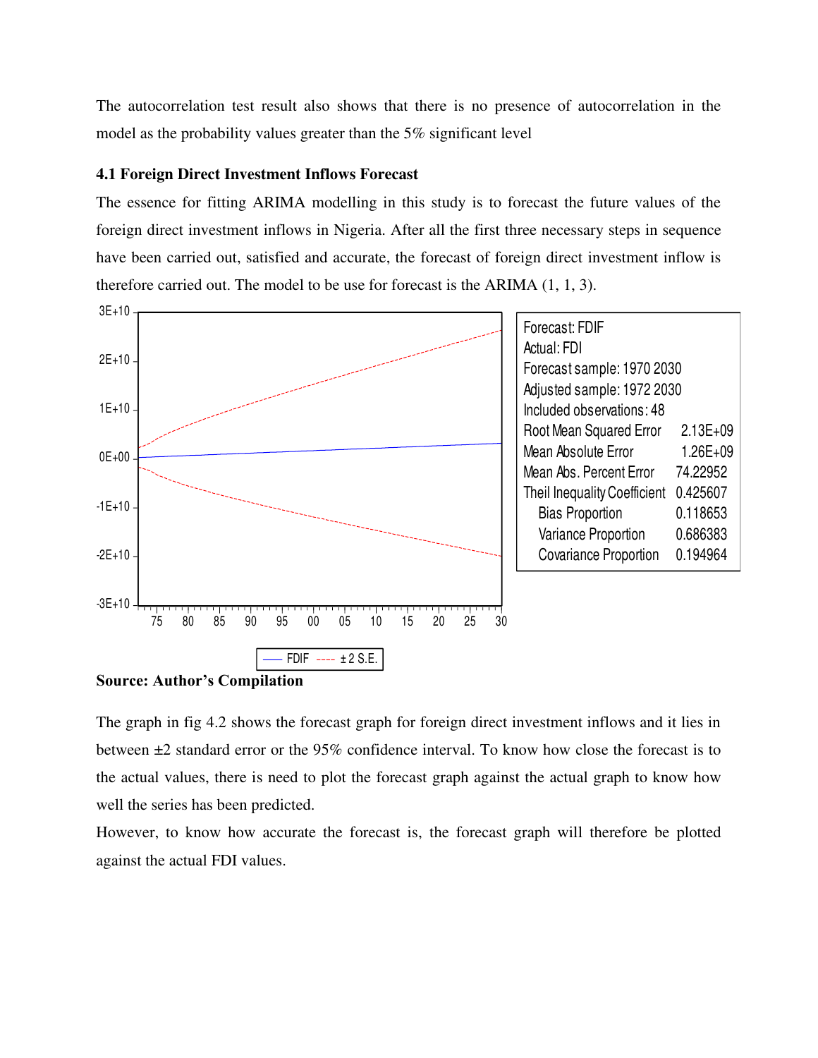The autocorrelation test result also shows that there is no presence of autocorrelation in the model as the probability values greater than the 5% significant level

### 4.1 Foreign Direct Investment Inflows Forecast

The essence for fitting ARIMA modelling in this study is to forecast the future values of the foreign direct investment inflows in Nigeria. After all the first three necessary steps in sequence have been carried out, satisfied and accurate, the forecast of foreign direct investment inflow is therefore carried out. The model to be use for forecast is the ARIMA (1, 1, 3).

| Forecast: FDIF | |
|---|---|
| Actual: FDI | |
| Forecast sample: 1970 2030 | |
| Adjusted sample: 1972 2030 | |
| Included observations: 48 | |
| Root Mean Squared Error | 2.13E+09 |
| Mean Absolute Error | 1.26E+09 |
| Mean Abs. Percent Error | 74.22952 |
| Theil Inequality Coefficient | 0.425607 |
| Bias Proportion | 0.118653 |
| Variance Proportion | 0.686383 |
| Covariance Proportion | 0.194964 |

**Source: Author's Compilation**

The graph in fig 4.2 shows the forecast graph for foreign direct investment inflows and it lies in between ±2 standard error or the 95% confidence interval. To know how close the forecast is to the actual values, there is need to plot the forecast graph against the actual graph to know how well the series has been predicted.

However, to know how accurate the forecast is, the forecast graph will therefore be plotted against the actual FDI values.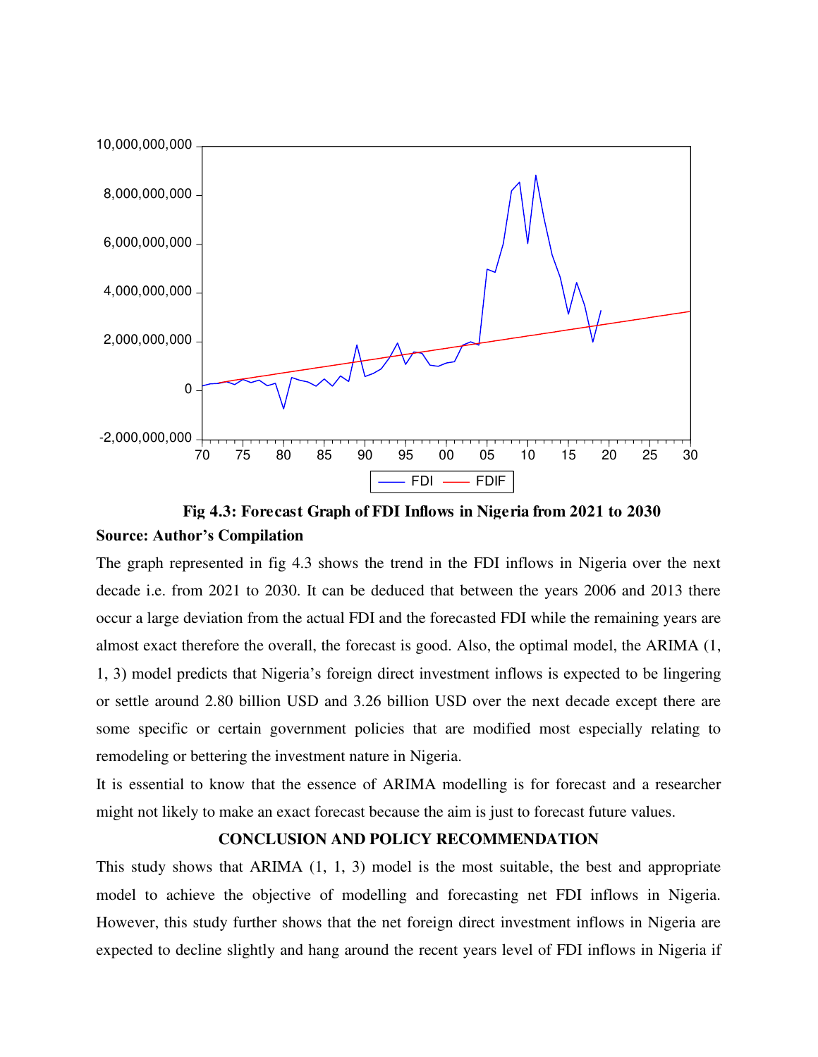Fig 4.3: Forecast Graph of FDI Inflows in Nigeria from 2021 to 2030

**Source: Author's Compilation**

The graph represented in fig 4.3 shows the trend in the FDI inflows in Nigeria over the next decade i.e. from 2021 to 2030. It can be deduced that between the years 2006 and 2013 there occur a large deviation from the actual FDI and the forecasted FDI while the remaining years are almost exact therefore the overall, the forecast is good. Also, the optimal model, the ARIMA (1, 1, 3) model predicts that Nigeria's foreign direct investment inflows is expected to be lingering or settle around 2.80 billion USD and 3.26 billion USD over the next decade except there are some specific or certain government policies that are modified most especially relating to remodeling or bettering the investment nature in Nigeria.

It is essential to know that the essence of ARIMA modelling is for forecast and a researcher might not likely to make an exact forecast because the aim is just to forecast future values.

## CONCLUSION AND POLICY RECOMMENDATION

This study shows that ARIMA (1, 1, 3) model is the most suitable, the best and appropriate model to achieve the objective of modelling and forecasting net FDI inflows in Nigeria. However, this study further shows that the net foreign direct investment inflows in Nigeria are expected to decline slightly and hang around the recent years level of FDI inflows in Nigeria if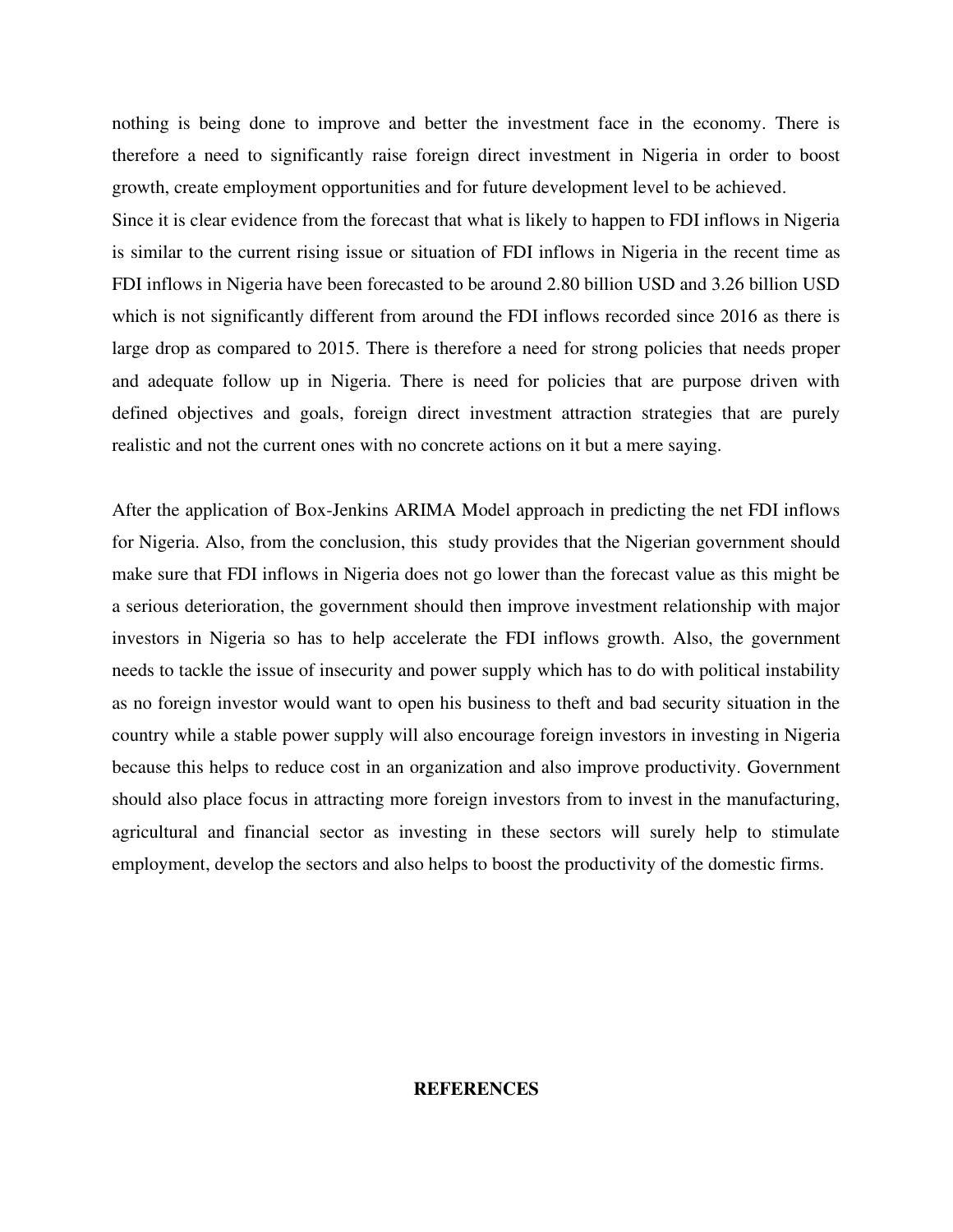nothing is being done to improve and better the investment face in the economy. There is therefore a need to significantly raise foreign direct investment in Nigeria in order to boost growth, create employment opportunities and for future development level to be achieved.

Since it is clear evidence from the forecast that what is likely to happen to FDI inflows in Nigeria is similar to the current rising issue or situation of FDI inflows in Nigeria in the recent time as FDI inflows in Nigeria have been forecasted to be around 2.80 billion USD and 3.26 billion USD which is not significantly different from around the FDI inflows recorded since 2016 as there is large drop as compared to 2015. There is therefore a need for strong policies that needs proper and adequate follow up in Nigeria. There is need for policies that are purpose driven with defined objectives and goals, foreign direct investment attraction strategies that are purely realistic and not the current ones with no concrete actions on it but a mere saying.

After the application of Box-Jenkins ARIMA Model approach in predicting the net FDI inflows for Nigeria. Also, from the conclusion, this study provides that the Nigerian government should make sure that FDI inflows in Nigeria does not go lower than the forecast value as this might be a serious deterioration, the government should then improve investment relationship with major investors in Nigeria so has to help accelerate the FDI inflows growth. Also, the government needs to tackle the issue of insecurity and power supply which has to do with political instability as no foreign investor would want to open his business to theft and bad security situation in the country while a stable power supply will also encourage foreign investors in investing in Nigeria because this helps to reduce cost in an organization and also improve productivity. Government should also place focus in attracting more foreign investors from to invest in the manufacturing, agricultural and financial sector as investing in these sectors will surely help to stimulate employment, develop the sectors and also helps to boost the productivity of the domestic firms.

## REFERENCES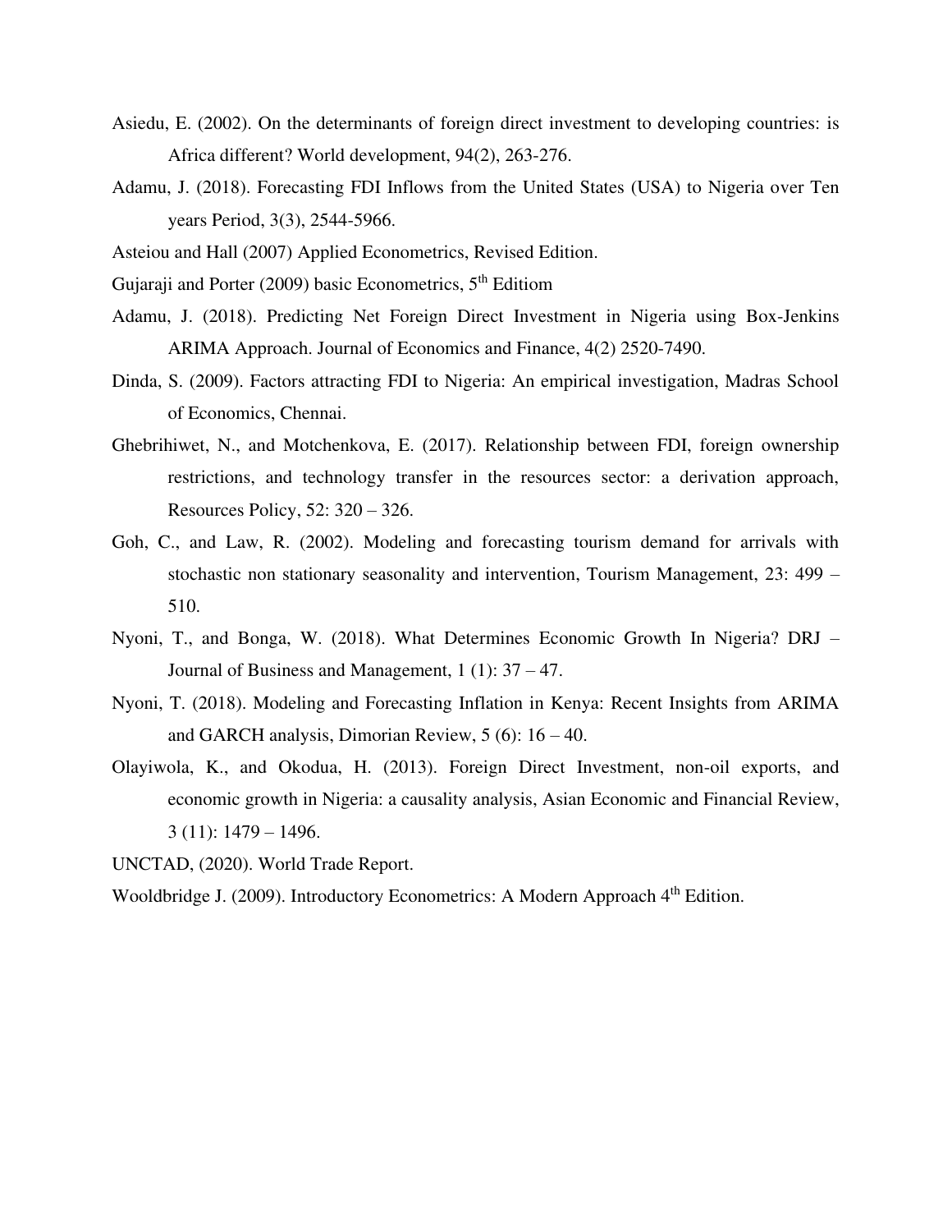Asiedu, E. (2002). On the determinants of foreign direct investment to developing countries: is Africa different? World development, 94(2), 263-276.

Adamu, J. (2018). Forecasting FDI Inflows from the United States (USA) to Nigeria over Ten years Period, 3(3), 2544-5966.

Asteiou and Hall (2007) Applied Econometrics, Revised Edition.

Gujaraji and Porter (2009) basic Econometrics, 5th Editiom

Adamu, J. (2018). Predicting Net Foreign Direct Investment in Nigeria using Box-Jenkins ARIMA Approach. Journal of Economics and Finance, 4(2) 2520-7490.

Dinda, S. (2009). Factors attracting FDI to Nigeria: An empirical investigation, Madras School of Economics, Chennai.

Ghebrihiwet, N., and Motchenkova, E. (2017). Relationship between FDI, foreign ownership restrictions, and technology transfer in the resources sector: a derivation approach, Resources Policy, 52: 320 – 326.

Goh, C., and Law, R. (2002). Modeling and forecasting tourism demand for arrivals with stochastic non stationary seasonality and intervention, Tourism Management, 23: 499 – 510.

Nyoni, T., and Bonga, W. (2018). What Determines Economic Growth In Nigeria? DRJ – Journal of Business and Management, 1 (1): 37 – 47.

Nyoni, T. (2018). Modeling and Forecasting Inflation in Kenya: Recent Insights from ARIMA and GARCH analysis, Dimorian Review, 5 (6): 16 – 40.

Olayiwola, K., and Okodua, H. (2013). Foreign Direct Investment, non-oil exports, and economic growth in Nigeria: a causality analysis, Asian Economic and Financial Review, 3 (11): 1479 – 1496.

UNCTAD, (2020). World Trade Report.

Wooldbridge J. (2009). Introductory Econometrics: A Modern Approach 4th Edition.